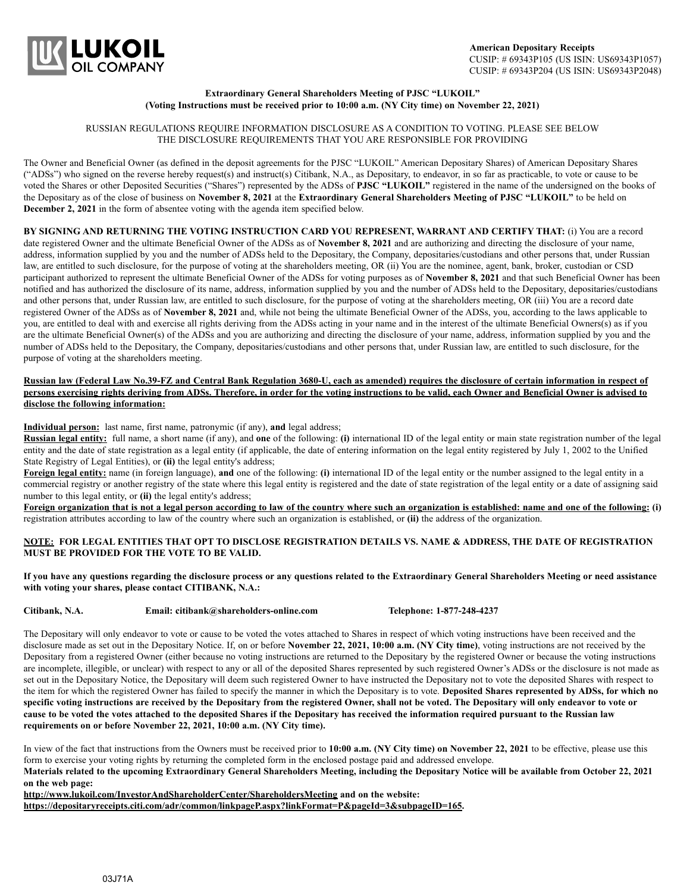**LUKOIL**
**OIL COMPANY**

**American Depositary Receipts**
CUSIP: # 69343P105 (US ISIN: US69343P1057)
CUSIP: # 69343P204 (US ISIN: US69343P2048)

**Extraordinary General Shareholders Meeting of PJSC "LUKOIL"**
**(Voting Instructions must be received prior to 10:00 a.m. (NY City time) on November 22, 2021)**

RUSSIAN REGULATIONS REQUIRE INFORMATION DISCLOSURE AS A CONDITION TO VOTING. PLEASE SEE BELOW THE DISCLOSURE REQUIREMENTS THAT YOU ARE RESPONSIBLE FOR PROVIDING

The Owner and Beneficial Owner (as defined in the deposit agreements for the PJSC "LUKOIL" American Depositary Shares) of American Depositary Shares ("ADSs") who signed on the reverse hereby request(s) and instruct(s) Citibank, N.A., as Depositary, to endeavor, in so far as practicable, to vote or cause to be voted the Shares or other Deposited Securities ("Shares") represented by the ADSs of **PJSC "LUKOIL"** registered in the name of the undersigned on the books of the Depositary as of the close of business on **November 8, 2021** at the **Extraordinary General Shareholders Meeting of PJSC "LUKOIL"** to be held on **December 2, 2021** in the form of absentee voting with the agenda item specified below.

**BY SIGNING AND RETURNING THE VOTING INSTRUCTION CARD YOU REPRESENT, WARRANT AND CERTIFY THAT:** (i) You are a record date registered Owner and the ultimate Beneficial Owner of the ADSs as of **November 8, 2021** and are authorizing and directing the disclosure of your name, address, information supplied by you and the number of ADSs held to the Depositary, the Company, depositaries/custodians and other persons that, under Russian law, are entitled to such disclosure, for the purpose of voting at the shareholders meeting, OR (ii) You are the nominee, agent, bank, broker, custodian or CSD participant authorized to represent the ultimate Beneficial Owner of the ADSs for voting purposes as of **November 8, 2021** and that such Beneficial Owner has been notified and has authorized the disclosure of its name, address, information supplied by you and the number of ADSs held to the Depositary, depositaries/custodians and other persons that, under Russian law, are entitled to such disclosure, for the purpose of voting at the shareholders meeting, OR (iii) You are a record date registered Owner of the ADSs as of **November 8, 2021** and, while not being the ultimate Beneficial Owner of the ADSs, you, according to the laws applicable to you, are entitled to deal with and exercise all rights deriving from the ADSs acting in your name and in the interest of the ultimate Beneficial Owners(s) as if you are the ultimate Beneficial Owner(s) of the ADSs and you are authorizing and directing the disclosure of your name, address, information supplied by you and the number of ADSs held to the Depositary, the Company, depositaries/custodians and other persons that, under Russian law, are entitled to such disclosure, for the purpose of voting at the shareholders meeting.

**Russian law (Federal Law No.39-FZ and Central Bank Regulation 3680-U, each as amended) requires the disclosure of certain information in respect of persons exercising rights deriving from ADSs. Therefore, in order for the voting instructions to be valid, each Owner and Beneficial Owner is advised to disclose the following information:**

**Individual person:** last name, first name, patronymic (if any), **and** legal address;
**Russian legal entity:** full name, a short name (if any), and **one** of the following: **(i)** international ID of the legal entity or main state registration number of the legal entity and the date of state registration as a legal entity (if applicable, the date of entering information on the legal entity registered by July 1, 2002 to the Unified State Registry of Legal Entities), or **(ii)** the legal entity's address;
**Foreign legal entity:** name (in foreign language), **and** one of the following: **(i)** international ID of the legal entity or the number assigned to the legal entity in a commercial registry or another registry of the state where this legal entity is registered and the date of state registration of the legal entity or a date of assigning said number to this legal entity, or **(ii)** the legal entity's address;
**Foreign organization that is not a legal person according to law of the country where such an organization is established: name and one of the following: (i)** registration attributes according to law of the country where such an organization is established, or **(ii)** the address of the organization.

**NOTE: FOR LEGAL ENTITIES THAT OPT TO DISCLOSE REGISTRATION DETAILS VS. NAME & ADDRESS, THE DATE OF REGISTRATION MUST BE PROVIDED FOR THE VOTE TO BE VALID.**

**If you have any questions regarding the disclosure process or any questions related to the Extraordinary General Shareholders Meeting or need assistance with voting your shares, please contact CITIBANK, N.A.:**

**Citibank, N.A.** **Email: citibank@shareholders-online.com** **Telephone: 1-877-248-4237**

The Depositary will only endeavor to vote or cause to be voted the votes attached to Shares in respect of which voting instructions have been received and the disclosure made as set out in the Depositary Notice. If, on or before **November 22, 2021, 10:00 a.m. (NY City time)**, voting instructions are not received by the Depositary from a registered Owner (either because no voting instructions are returned to the Depositary by the registered Owner or because the voting instructions are incomplete, illegible, or unclear) with respect to any or all of the deposited Shares represented by such registered Owner's ADSs or the disclosure is not made as set out in the Depositary Notice, the Depositary will deem such registered Owner to have instructed the Depositary not to vote the deposited Shares with respect to the item for which the registered Owner has failed to specify the manner in which the Depositary is to vote. **Deposited Shares represented by ADSs, for which no specific voting instructions are received by the Depositary from the registered Owner, shall not be voted. The Depositary will only endeavor to vote or cause to be voted the votes attached to the deposited Shares if the Depositary has received the information required pursuant to the Russian law requirements on or before November 22, 2021, 10:00 a.m. (NY City time).**

In view of the fact that instructions from the Owners must be received prior to **10:00 a.m. (NY City time) on November 22, 2021** to be effective, please use this form to exercise your voting rights by returning the completed form in the enclosed postage paid and addressed envelope.
**Materials related to the upcoming Extraordinary General Shareholders Meeting, including the Depositary Notice will be available from October 22, 2021 on the web page:**
**http://www.lukoil.com/InvestorAndShareholderCenter/ShareholdersMeeting and on the website:**
**https://depositaryreceipts.citi.com/adr/common/linkpageP.aspx?linkFormat=P&pageId=3&subpageID=165.**

03J71A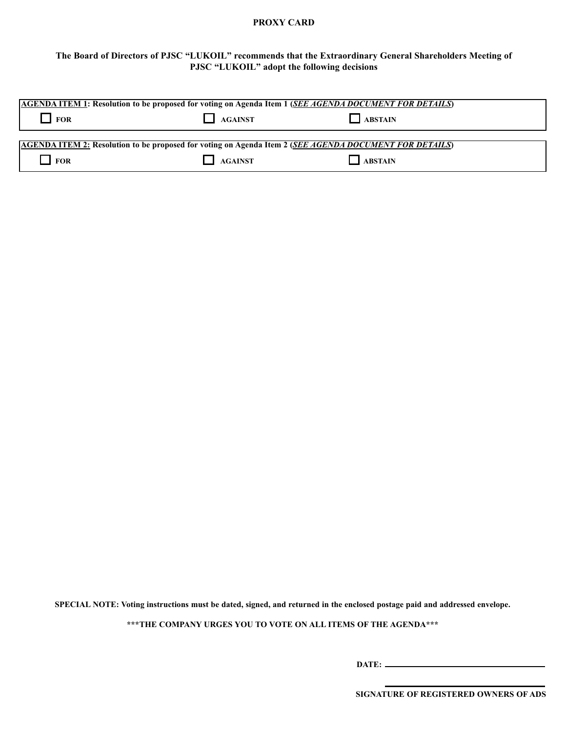**PROXY CARD**

**The Board of Directors of PJSC “LUKOIL” recommends that the Extraordinary General Shareholders Meeting of PJSC “LUKOIL” adopt the following decisions**

**AGENDA ITEM 1: Resolution to be proposed for voting on Agenda Item 1 (*SEE AGENDA DOCUMENT FOR DETAILS*)**

☐ **FOR** ☐ **AGAINST** ☐ **ABSTAIN**

**AGENDA ITEM 2: Resolution to be proposed for voting on Agenda Item 2 (*SEE AGENDA DOCUMENT FOR DETAILS*)**

☐ **FOR** ☐ **AGAINST** ☐ **ABSTAIN**

**SPECIAL NOTE: Voting instructions must be dated, signed, and returned in the enclosed postage paid and addressed envelope.**

**\*\*\*THE COMPANY URGES YOU TO VOTE ON ALL ITEMS OF THE AGENDA\*\*\***

**DATE:** ______________________

______________________

**SIGNATURE OF REGISTERED OWNERS OF ADS**